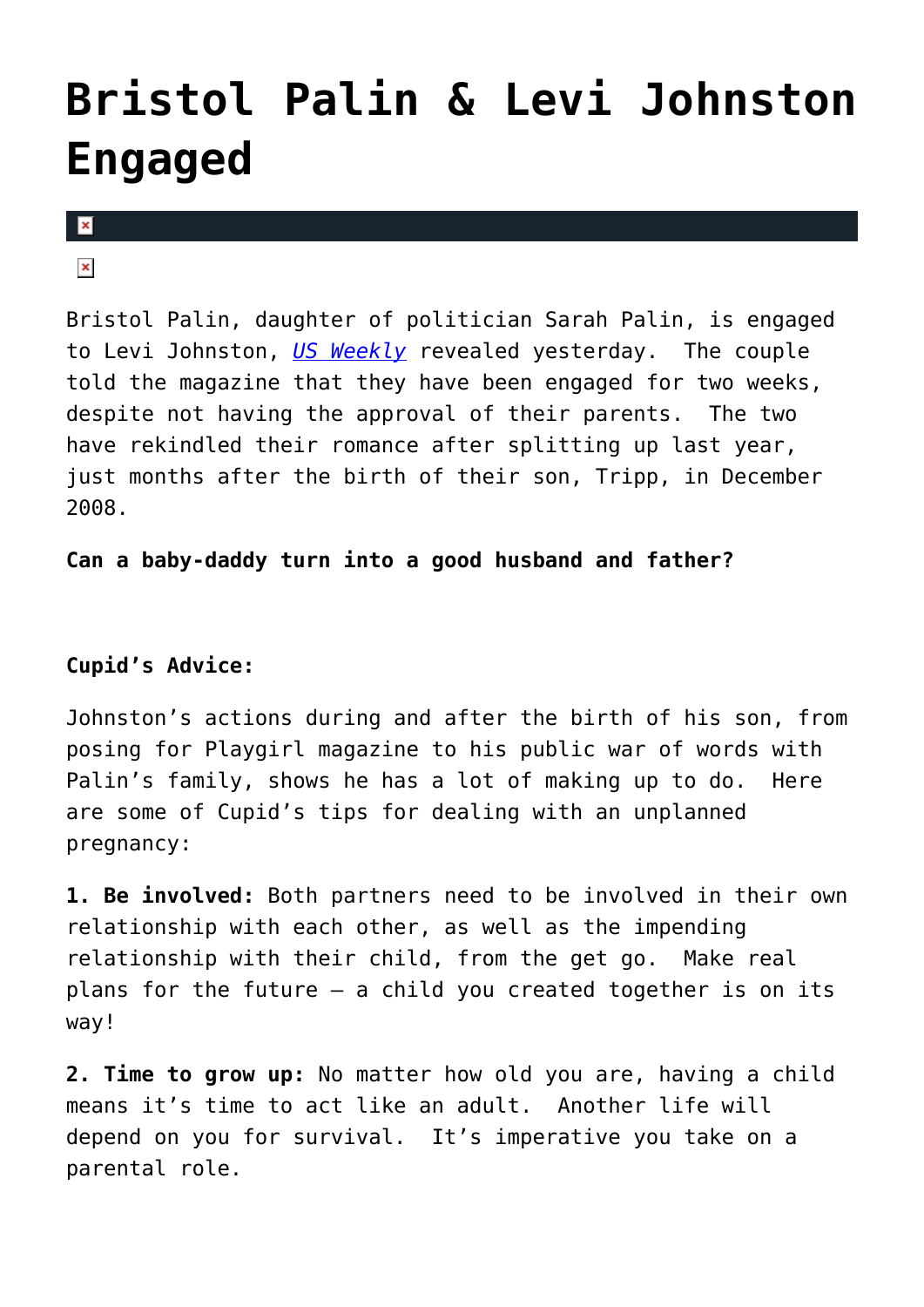# Bristol Palin & Levi Johnston Engaged

Bristol Palin, daughter of politician Sarah Palin, is engaged to Levi Johnston, *US Weekly* revealed yesterday. The couple told the magazine that they have been engaged for two weeks, despite not having the approval of their parents. The two have rekindled their romance after splitting up last year, just months after the birth of their son, Tripp, in December 2008.

**Can a baby-daddy turn into a good husband and father?**

**Cupid's Advice:**

Johnston's actions during and after the birth of his son, from posing for Playgirl magazine to his public war of words with Palin's family, shows he has a lot of making up to do. Here are some of Cupid's tips for dealing with an unplanned pregnancy:

**1. Be involved:** Both partners need to be involved in their own relationship with each other, as well as the impending relationship with their child, from the get go. Make real plans for the future – a child you created together is on its way!

**2. Time to grow up:** No matter how old you are, having a child means it's time to act like an adult. Another life will depend on you for survival. It's imperative you take on a parental role.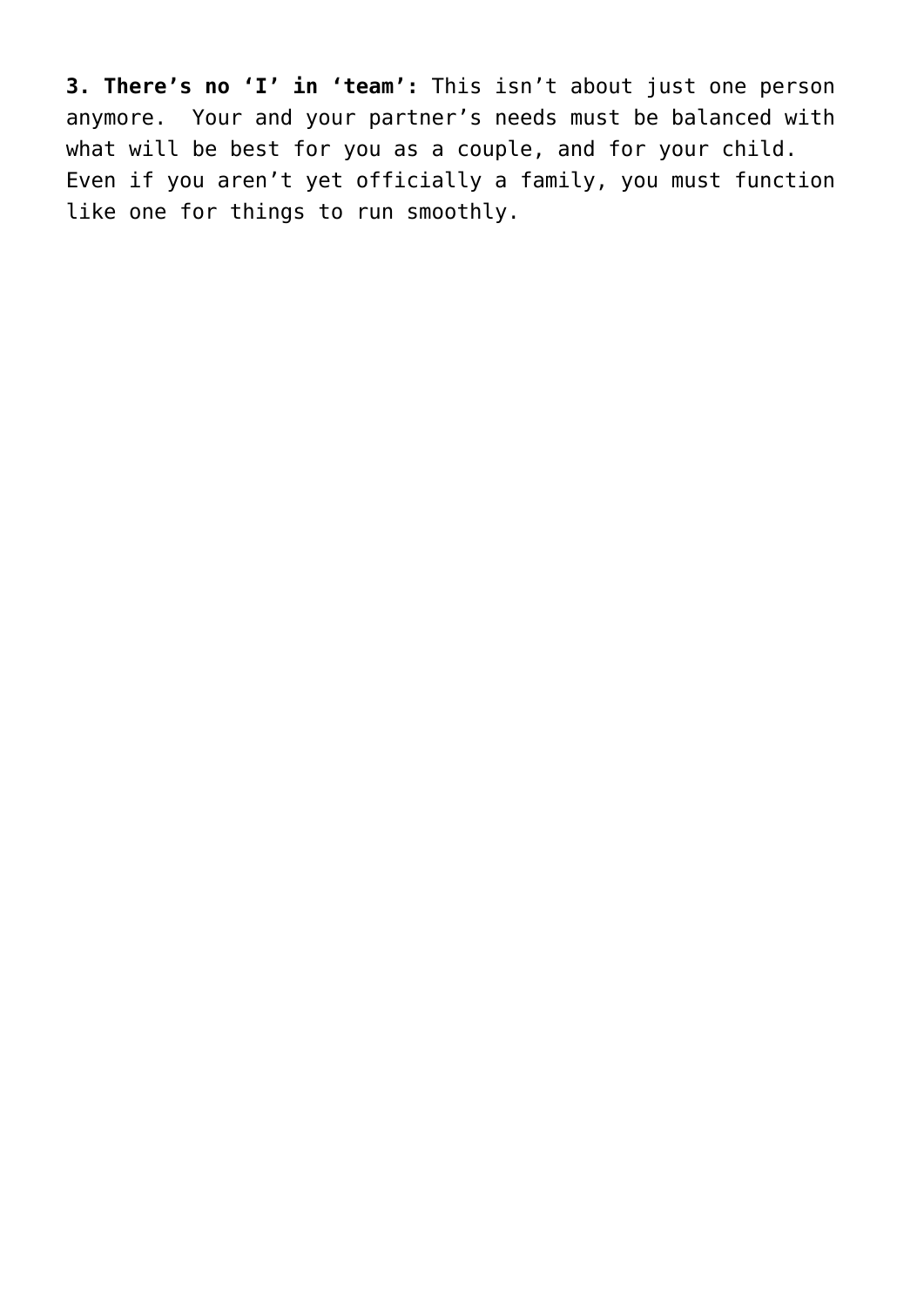**3. There's no 'I' in 'team':** This isn't about just one person anymore. Your and your partner's needs must be balanced with what will be best for you as a couple, and for your child. Even if you aren't yet officially a family, you must function like one for things to run smoothly.